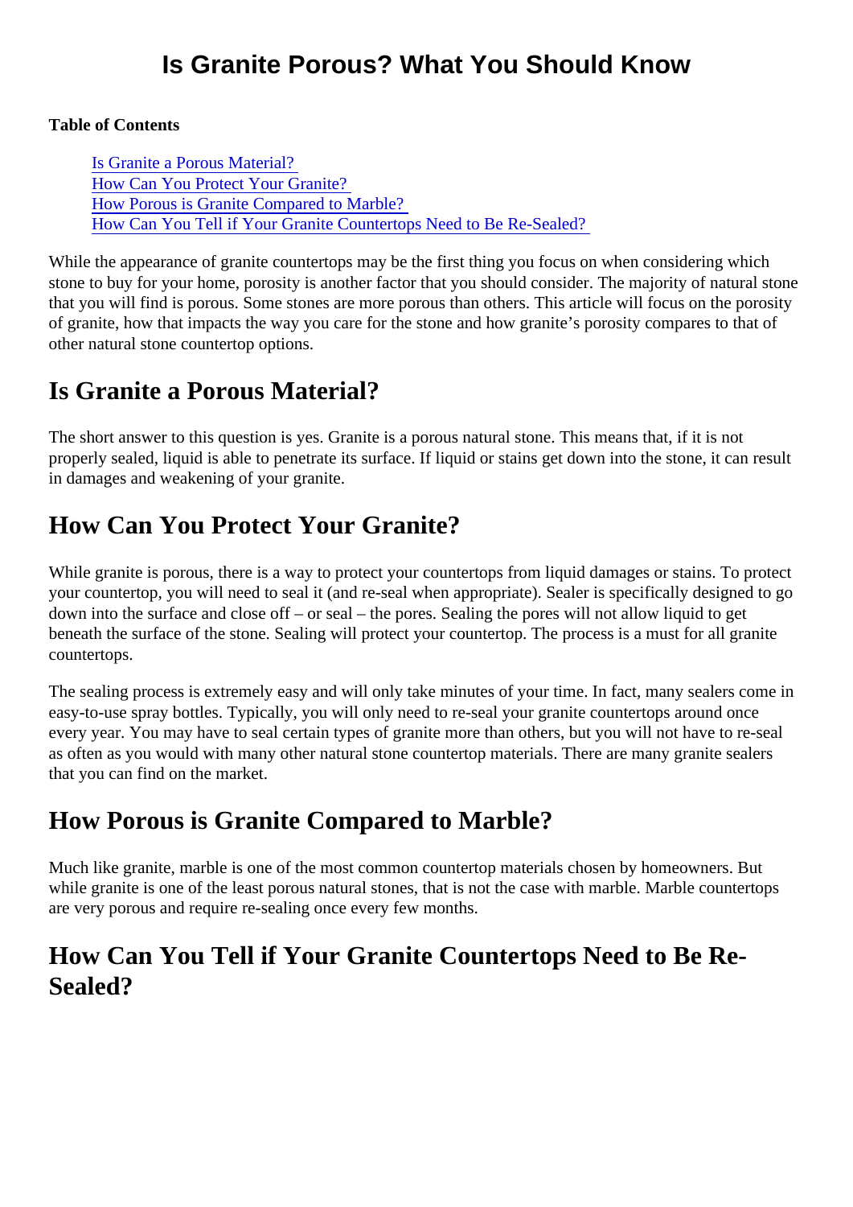# Is Granite Porous? What You Should Know

**Table of Contents**

- Is Granite a Porous Material?
- How Can You Protect Your Granite?
- How Porous is Granite Compared to Marble?
- How Can You Tell if Your Granite Countertops Need to Be Re-Sealed?

While the appearance of granite countertops may be the first thing you focus on when considering which stone to buy for your home, porosity is another factor that you should consider. The majority of natural stone that you will find is porous. Some stones are more porous than others. This article will focus on the porosity of granite, how that impacts the way you care for the stone and how granite's porosity compares to that of other natural stone countertop options.

## Is Granite a Porous Material?

The short answer to this question is yes. Granite is a porous natural stone. This means that, if it is not properly sealed, liquid is able to penetrate its surface. If liquid or stains get down into the stone, it can result in damages and weakening of your granite.

## How Can You Protect Your Granite?

While granite is porous, there is a way to protect your countertops from liquid damages or stains. To protect your countertop, you will need to seal it (and re-seal when appropriate). Sealer is specifically designed to go down into the surface and close off – or seal – the pores. Sealing the pores will not allow liquid to get beneath the surface of the stone. Sealing will protect your countertop. The process is a must for all granite countertops.

The sealing process is extremely easy and will only take minutes of your time. In fact, many sealers come in easy-to-use spray bottles. Typically, you will only need to re-seal your granite countertops around once every year. You may have to seal certain types of granite more than others, but you will not have to re-seal as often as you would with many other natural stone countertop materials. There are many granite sealers that you can find on the market.

## How Porous is Granite Compared to Marble?

Much like granite, marble is one of the most common countertop materials chosen by homeowners. But while granite is one of the least porous natural stones, that is not the case with marble. Marble countertops are very porous and require re-sealing once every few months.

## How Can You Tell if Your Granite Countertops Need to Be Re-Sealed?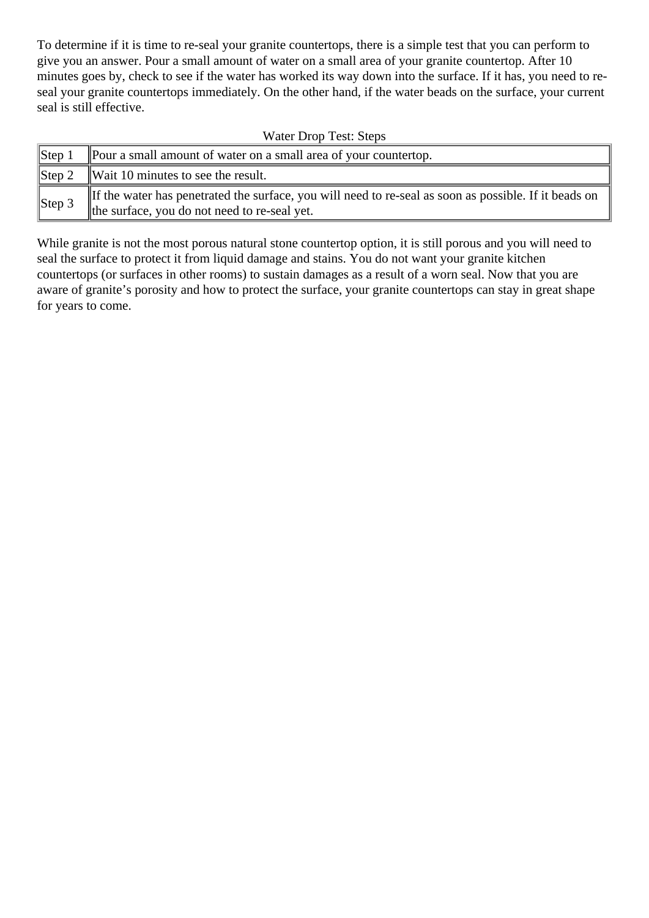To determine if it is time to re-seal your granite countertops, there is a simple test that you can perform to give you an answer. Pour a small amount of water on a small area of your granite countertop. After 10 minutes goes by, check to see if the water has worked its way down into the surface. If it has, you need to re-seal your granite countertops immediately. On the other hand, if the water beads on the surface, your current seal is still effective.

Water Drop Test: Steps

| | |
|---|---|
| Step 1 | Pour a small amount of water on a small area of your countertop. |
| Step 2 | Wait 10 minutes to see the result. |
| Step 3 | If the water has penetrated the surface, you will need to re-seal as soon as possible. If it beads on the surface, you do not need to re-seal yet. |

While granite is not the most porous natural stone countertop option, it is still porous and you will need to seal the surface to protect it from liquid damage and stains. You do not want your granite kitchen countertops (or surfaces in other rooms) to sustain damages as a result of a worn seal. Now that you are aware of granite's porosity and how to protect the surface, your granite countertops can stay in great shape for years to come.